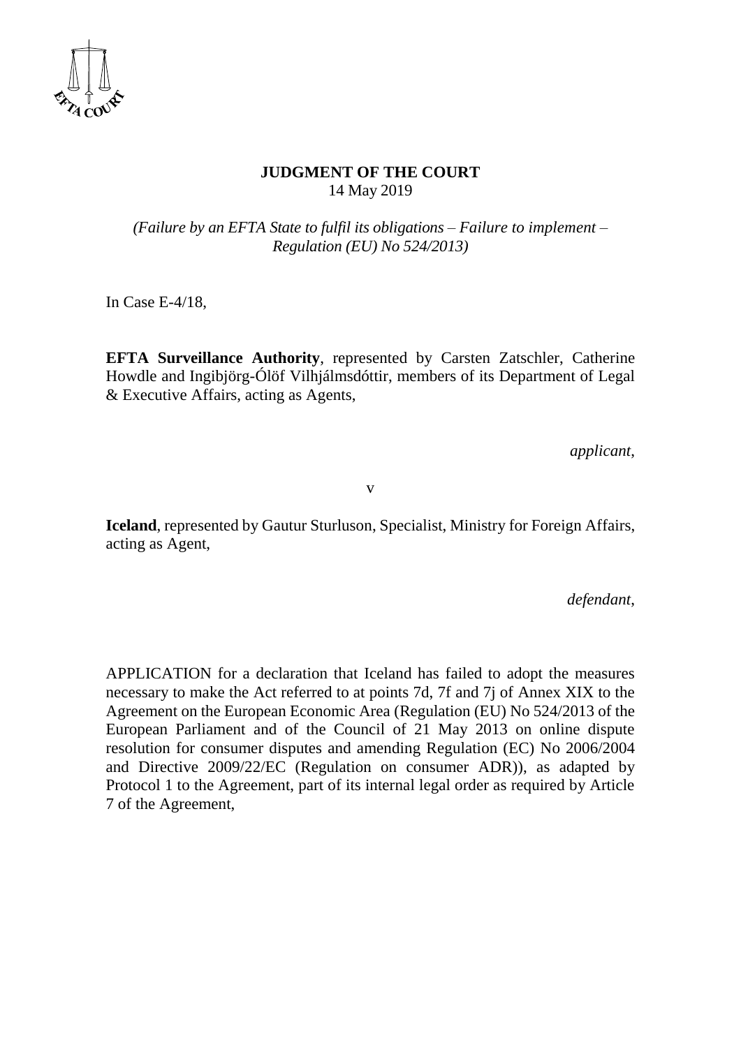**JUDGMENT OF THE COURT**
14 May 2019

*(Failure by an EFTA State to fulfil its obligations – Failure to implement – Regulation (EU) No 524/2013)*

In Case E-4/18,

**EFTA Surveillance Authority**, represented by Carsten Zatschler, Catherine Howdle and Ingibjörg-Ólöf Vilhjálmsdóttir, members of its Department of Legal & Executive Affairs, acting as Agents,

*applicant*,

v

**Iceland**, represented by Gautur Sturluson, Specialist, Ministry for Foreign Affairs, acting as Agent,

*defendant*,

APPLICATION for a declaration that Iceland has failed to adopt the measures necessary to make the Act referred to at points 7d, 7f and 7j of Annex XIX to the Agreement on the European Economic Area (Regulation (EU) No 524/2013 of the European Parliament and of the Council of 21 May 2013 on online dispute resolution for consumer disputes and amending Regulation (EC) No 2006/2004 and Directive 2009/22/EC (Regulation on consumer ADR)), as adapted by Protocol 1 to the Agreement, part of its internal legal order as required by Article 7 of the Agreement,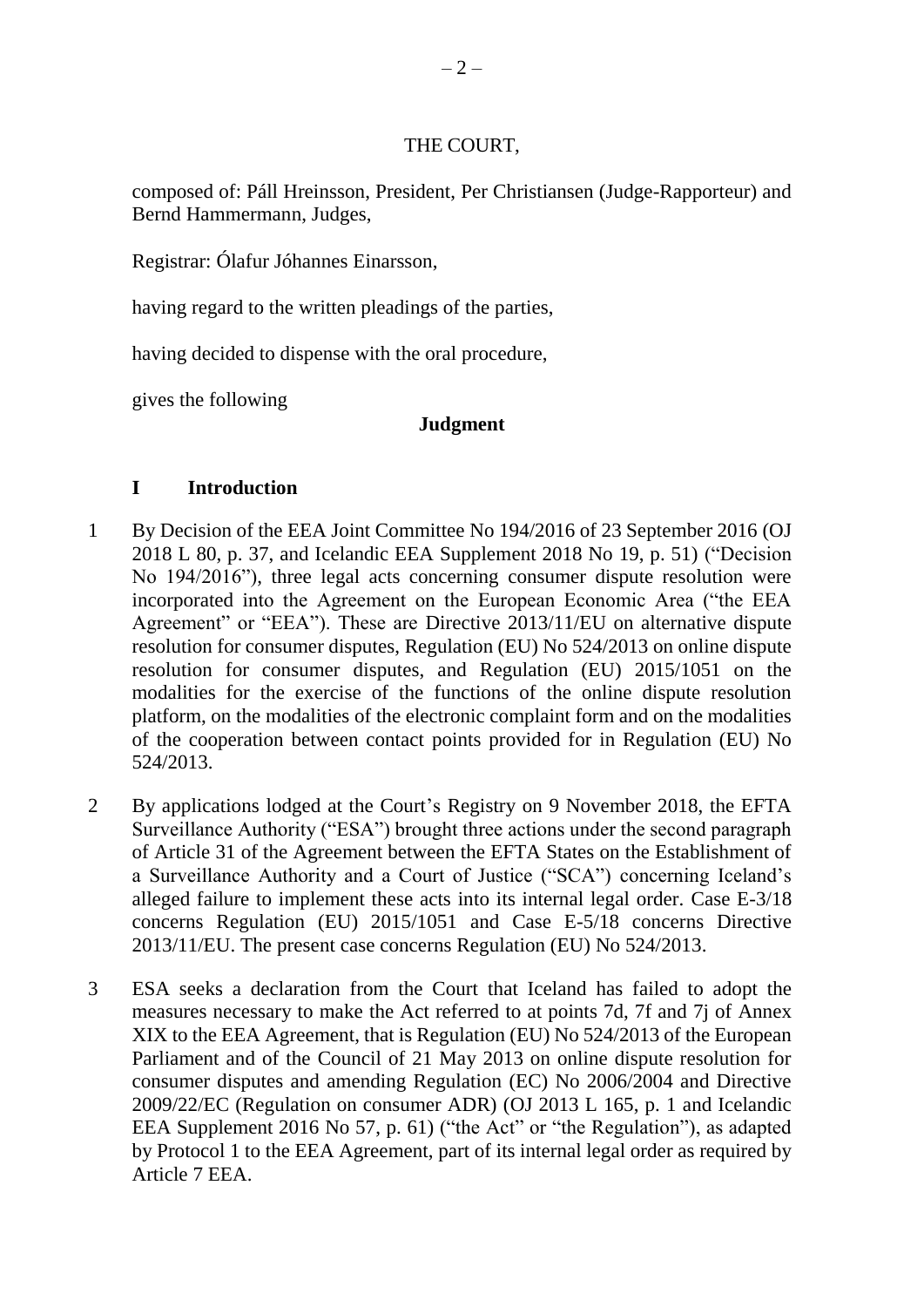THE COURT,

composed of: Páll Hreinsson, President, Per Christiansen (Judge-Rapporteur) and Bernd Hammermann, Judges,

Registrar: Ólafur Jóhannes Einarsson,

having regard to the written pleadings of the parties,

having decided to dispense with the oral procedure,

gives the following

## Judgment

### I Introduction

1 By Decision of the EEA Joint Committee No 194/2016 of 23 September 2016 (OJ 2018 L 80, p. 37, and Icelandic EEA Supplement 2018 No 19, p. 51) ("Decision No 194/2016"), three legal acts concerning consumer dispute resolution were incorporated into the Agreement on the European Economic Area ("the EEA Agreement" or "EEA"). These are Directive 2013/11/EU on alternative dispute resolution for consumer disputes, Regulation (EU) No 524/2013 on online dispute resolution for consumer disputes, and Regulation (EU) 2015/1051 on the modalities for the exercise of the functions of the online dispute resolution platform, on the modalities of the electronic complaint form and on the modalities of the cooperation between contact points provided for in Regulation (EU) No 524/2013.

2 By applications lodged at the Court's Registry on 9 November 2018, the EFTA Surveillance Authority ("ESA") brought three actions under the second paragraph of Article 31 of the Agreement between the EFTA States on the Establishment of a Surveillance Authority and a Court of Justice ("SCA") concerning Iceland's alleged failure to implement these acts into its internal legal order. Case E-3/18 concerns Regulation (EU) 2015/1051 and Case E-5/18 concerns Directive 2013/11/EU. The present case concerns Regulation (EU) No 524/2013.

3 ESA seeks a declaration from the Court that Iceland has failed to adopt the measures necessary to make the Act referred to at points 7d, 7f and 7j of Annex XIX to the EEA Agreement, that is Regulation (EU) No 524/2013 of the European Parliament and of the Council of 21 May 2013 on online dispute resolution for consumer disputes and amending Regulation (EC) No 2006/2004 and Directive 2009/22/EC (Regulation on consumer ADR) (OJ 2013 L 165, p. 1 and Icelandic EEA Supplement 2016 No 57, p. 61) ("the Act" or "the Regulation"), as adapted by Protocol 1 to the EEA Agreement, part of its internal legal order as required by Article 7 EEA.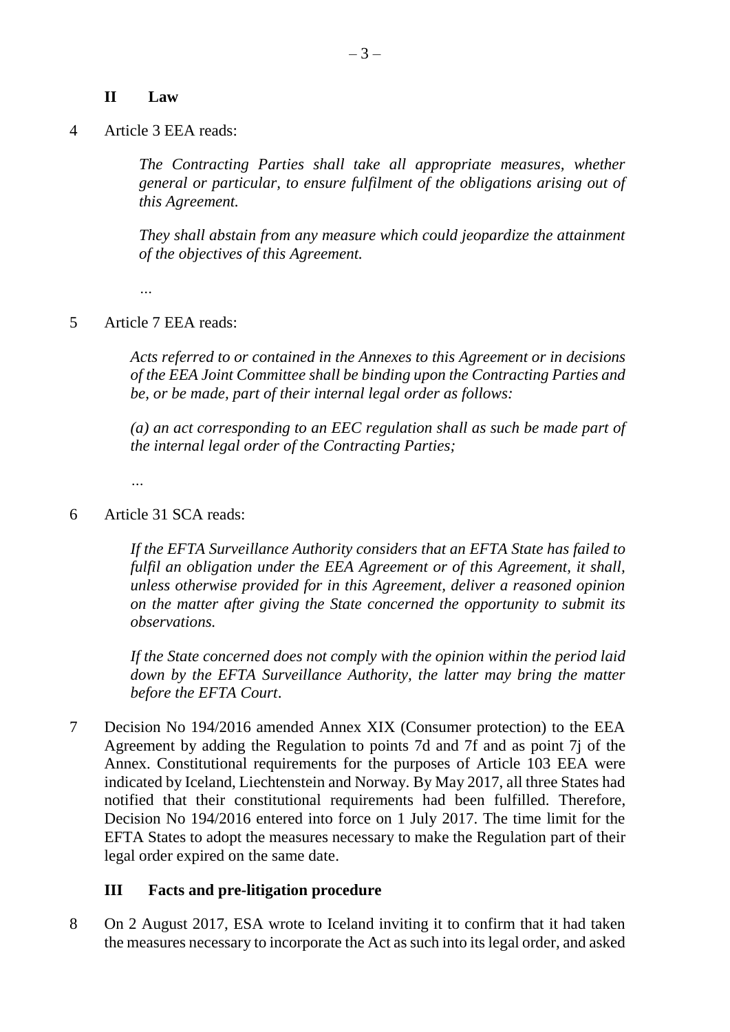## II Law

4 Article 3 EEA reads:

> *The Contracting Parties shall take all appropriate measures, whether general or particular, to ensure fulfilment of the obligations arising out of this Agreement.*
>
> *They shall abstain from any measure which could jeopardize the attainment of the objectives of this Agreement.*
>
> *…*

5 Article 7 EEA reads:

> *Acts referred to or contained in the Annexes to this Agreement or in decisions of the EEA Joint Committee shall be binding upon the Contracting Parties and be, or be made, part of their internal legal order as follows:*
>
> *(a) an act corresponding to an EEC regulation shall as such be made part of the internal legal order of the Contracting Parties;*
>
> *…*

6 Article 31 SCA reads:

> *If the EFTA Surveillance Authority considers that an EFTA State has failed to fulfil an obligation under the EEA Agreement or of this Agreement, it shall, unless otherwise provided for in this Agreement, deliver a reasoned opinion on the matter after giving the State concerned the opportunity to submit its observations.*
>
> *If the State concerned does not comply with the opinion within the period laid down by the EFTA Surveillance Authority, the latter may bring the matter before the EFTA Court*.

7 Decision No 194/2016 amended Annex XIX (Consumer protection) to the EEA Agreement by adding the Regulation to points 7d and 7f and as point 7j of the Annex. Constitutional requirements for the purposes of Article 103 EEA were indicated by Iceland, Liechtenstein and Norway. By May 2017, all three States had notified that their constitutional requirements had been fulfilled. Therefore, Decision No 194/2016 entered into force on 1 July 2017. The time limit for the EFTA States to adopt the measures necessary to make the Regulation part of their legal order expired on the same date.

## III Facts and pre-litigation procedure

8 On 2 August 2017, ESA wrote to Iceland inviting it to confirm that it had taken the measures necessary to incorporate the Act as such into its legal order, and asked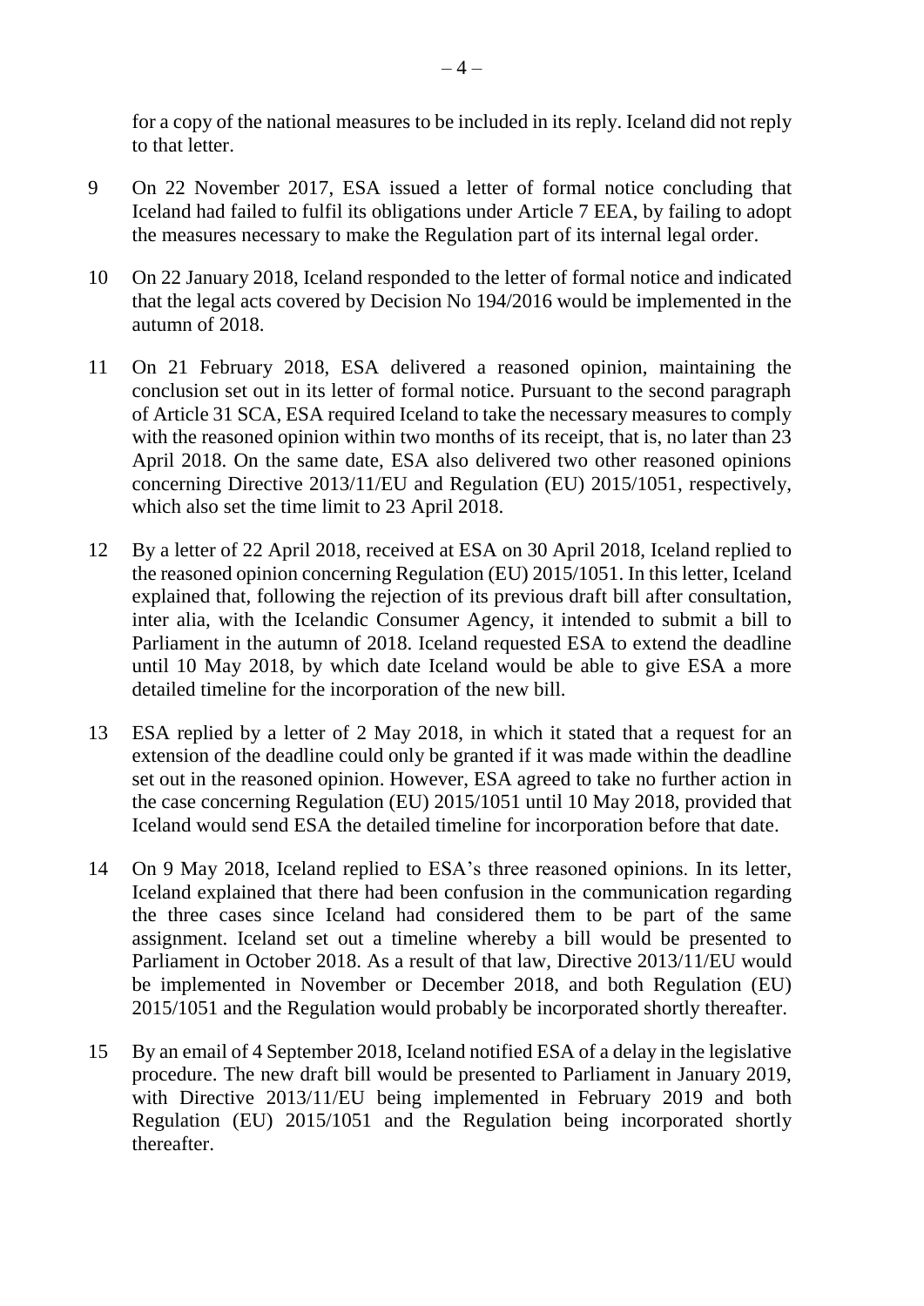for a copy of the national measures to be included in its reply. Iceland did not reply to that letter.

9 On 22 November 2017, ESA issued a letter of formal notice concluding that Iceland had failed to fulfil its obligations under Article 7 EEA, by failing to adopt the measures necessary to make the Regulation part of its internal legal order.

10 On 22 January 2018, Iceland responded to the letter of formal notice and indicated that the legal acts covered by Decision No 194/2016 would be implemented in the autumn of 2018.

11 On 21 February 2018, ESA delivered a reasoned opinion, maintaining the conclusion set out in its letter of formal notice. Pursuant to the second paragraph of Article 31 SCA, ESA required Iceland to take the necessary measures to comply with the reasoned opinion within two months of its receipt, that is, no later than 23 April 2018. On the same date, ESA also delivered two other reasoned opinions concerning Directive 2013/11/EU and Regulation (EU) 2015/1051, respectively, which also set the time limit to 23 April 2018.

12 By a letter of 22 April 2018, received at ESA on 30 April 2018, Iceland replied to the reasoned opinion concerning Regulation (EU) 2015/1051. In this letter, Iceland explained that, following the rejection of its previous draft bill after consultation, inter alia, with the Icelandic Consumer Agency, it intended to submit a bill to Parliament in the autumn of 2018. Iceland requested ESA to extend the deadline until 10 May 2018, by which date Iceland would be able to give ESA a more detailed timeline for the incorporation of the new bill.

13 ESA replied by a letter of 2 May 2018, in which it stated that a request for an extension of the deadline could only be granted if it was made within the deadline set out in the reasoned opinion. However, ESA agreed to take no further action in the case concerning Regulation (EU) 2015/1051 until 10 May 2018, provided that Iceland would send ESA the detailed timeline for incorporation before that date.

14 On 9 May 2018, Iceland replied to ESA's three reasoned opinions. In its letter, Iceland explained that there had been confusion in the communication regarding the three cases since Iceland had considered them to be part of the same assignment. Iceland set out a timeline whereby a bill would be presented to Parliament in October 2018. As a result of that law, Directive 2013/11/EU would be implemented in November or December 2018, and both Regulation (EU) 2015/1051 and the Regulation would probably be incorporated shortly thereafter.

15 By an email of 4 September 2018, Iceland notified ESA of a delay in the legislative procedure. The new draft bill would be presented to Parliament in January 2019, with Directive 2013/11/EU being implemented in February 2019 and both Regulation (EU) 2015/1051 and the Regulation being incorporated shortly thereafter.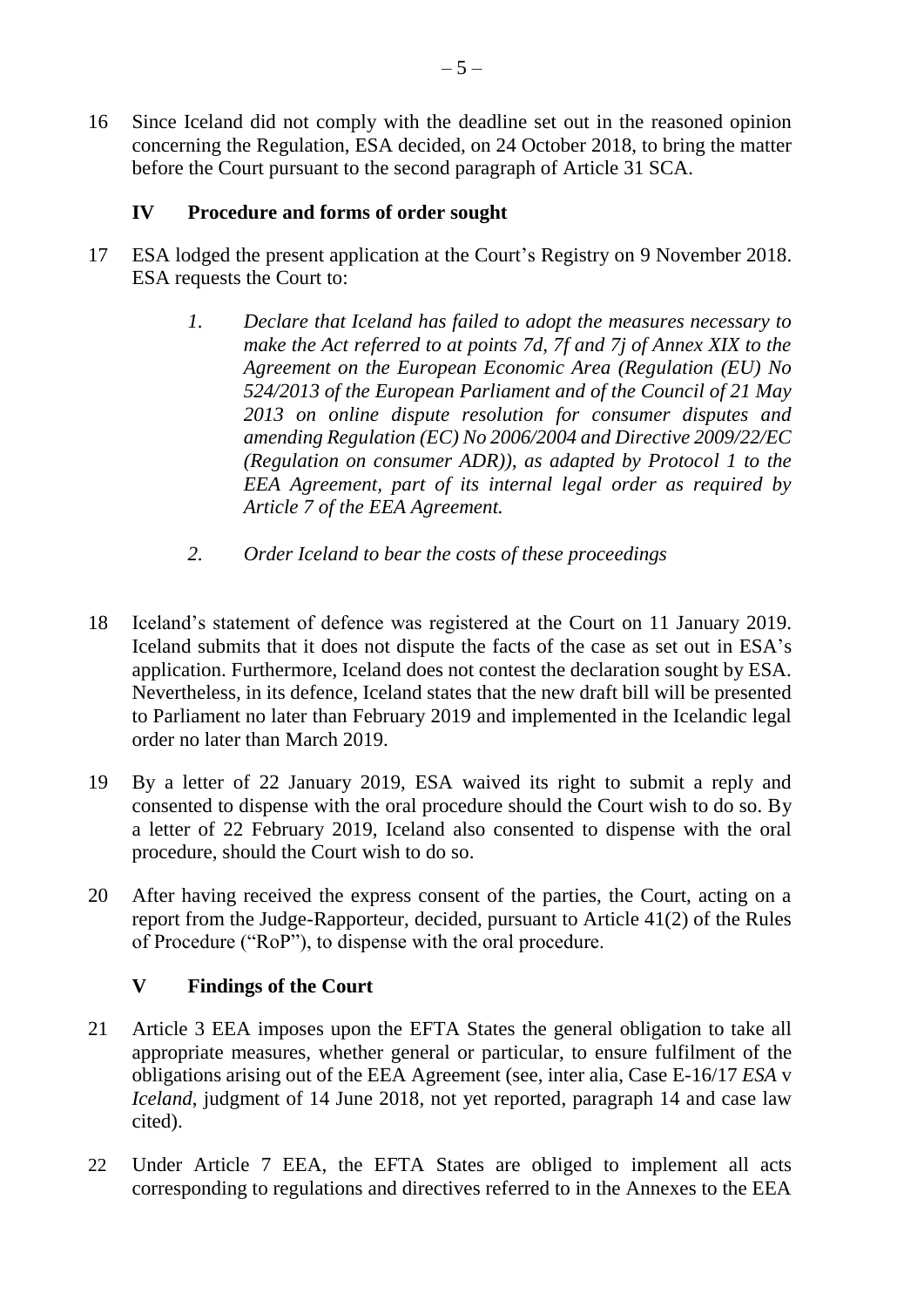16 Since Iceland did not comply with the deadline set out in the reasoned opinion concerning the Regulation, ESA decided, on 24 October 2018, to bring the matter before the Court pursuant to the second paragraph of Article 31 SCA.

## IV Procedure and forms of order sought

17 ESA lodged the present application at the Court's Registry on 9 November 2018. ESA requests the Court to:

> *1. Declare that Iceland has failed to adopt the measures necessary to make the Act referred to at points 7d, 7f and 7j of Annex XIX to the Agreement on the European Economic Area (Regulation (EU) No 524/2013 of the European Parliament and of the Council of 21 May 2013 on online dispute resolution for consumer disputes and amending Regulation (EC) No 2006/2004 and Directive 2009/22/EC (Regulation on consumer ADR)), as adapted by Protocol 1 to the EEA Agreement, part of its internal legal order as required by Article 7 of the EEA Agreement.*
>
> *2. Order Iceland to bear the costs of these proceedings*

18 Iceland's statement of defence was registered at the Court on 11 January 2019. Iceland submits that it does not dispute the facts of the case as set out in ESA's application. Furthermore, Iceland does not contest the declaration sought by ESA. Nevertheless, in its defence, Iceland states that the new draft bill will be presented to Parliament no later than February 2019 and implemented in the Icelandic legal order no later than March 2019.

19 By a letter of 22 January 2019, ESA waived its right to submit a reply and consented to dispense with the oral procedure should the Court wish to do so. By a letter of 22 February 2019, Iceland also consented to dispense with the oral procedure, should the Court wish to do so.

20 After having received the express consent of the parties, the Court, acting on a report from the Judge-Rapporteur, decided, pursuant to Article 41(2) of the Rules of Procedure ("RoP"), to dispense with the oral procedure.

## V Findings of the Court

21 Article 3 EEA imposes upon the EFTA States the general obligation to take all appropriate measures, whether general or particular, to ensure fulfilment of the obligations arising out of the EEA Agreement (see, inter alia, Case E-16/17 *ESA* v *Iceland*, judgment of 14 June 2018, not yet reported, paragraph 14 and case law cited).

22 Under Article 7 EEA, the EFTA States are obliged to implement all acts corresponding to regulations and directives referred to in the Annexes to the EEA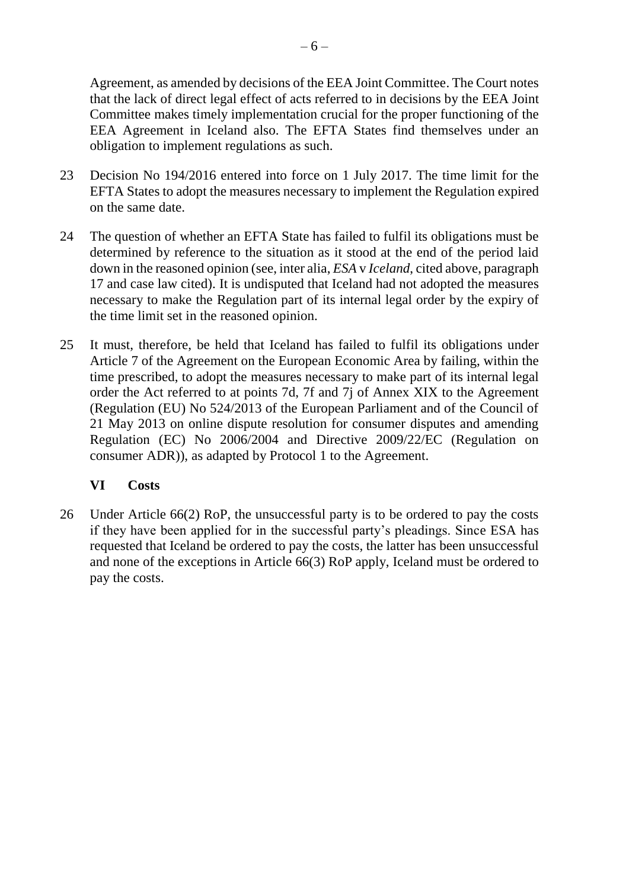Agreement, as amended by decisions of the EEA Joint Committee. The Court notes that the lack of direct legal effect of acts referred to in decisions by the EEA Joint Committee makes timely implementation crucial for the proper functioning of the EEA Agreement in Iceland also. The EFTA States find themselves under an obligation to implement regulations as such.

23 Decision No 194/2016 entered into force on 1 July 2017. The time limit for the EFTA States to adopt the measures necessary to implement the Regulation expired on the same date.

24 The question of whether an EFTA State has failed to fulfil its obligations must be determined by reference to the situation as it stood at the end of the period laid down in the reasoned opinion (see, inter alia, *ESA* v *Iceland*, cited above, paragraph 17 and case law cited). It is undisputed that Iceland had not adopted the measures necessary to make the Regulation part of its internal legal order by the expiry of the time limit set in the reasoned opinion.

25 It must, therefore, be held that Iceland has failed to fulfil its obligations under Article 7 of the Agreement on the European Economic Area by failing, within the time prescribed, to adopt the measures necessary to make part of its internal legal order the Act referred to at points 7d, 7f and 7j of Annex XIX to the Agreement (Regulation (EU) No 524/2013 of the European Parliament and of the Council of 21 May 2013 on online dispute resolution for consumer disputes and amending Regulation (EC) No 2006/2004 and Directive 2009/22/EC (Regulation on consumer ADR)), as adapted by Protocol 1 to the Agreement.

## VI Costs

26 Under Article 66(2) RoP, the unsuccessful party is to be ordered to pay the costs if they have been applied for in the successful party's pleadings. Since ESA has requested that Iceland be ordered to pay the costs, the latter has been unsuccessful and none of the exceptions in Article 66(3) RoP apply, Iceland must be ordered to pay the costs.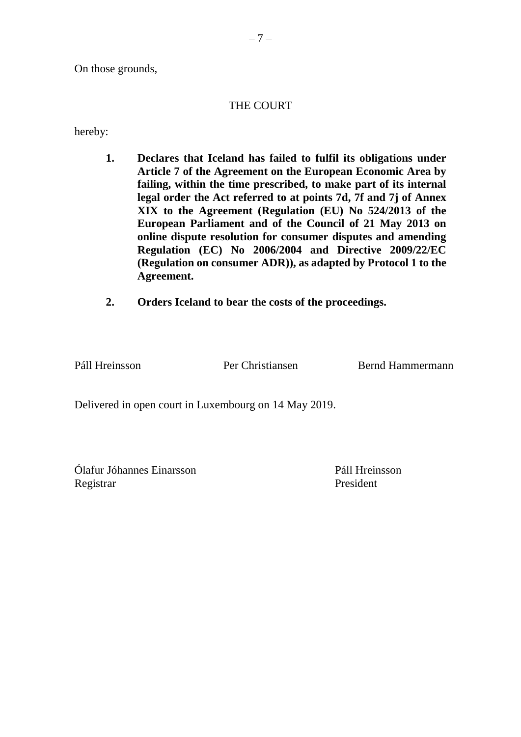On those grounds,

THE COURT

hereby:

1. **Declares that Iceland has failed to fulfil its obligations under Article 7 of the Agreement on the European Economic Area by failing, within the time prescribed, to make part of its internal legal order the Act referred to at points 7d, 7f and 7j of Annex XIX to the Agreement (Regulation (EU) No 524/2013 of the European Parliament and of the Council of 21 May 2013 on online dispute resolution for consumer disputes and amending Regulation (EC) No 2006/2004 and Directive 2009/22/EC (Regulation on consumer ADR)), as adapted by Protocol 1 to the Agreement.**

2. **Orders Iceland to bear the costs of the proceedings.**

Páll Hreinsson Per Christiansen Bernd Hammermann

Delivered in open court in Luxembourg on 14 May 2019.

Ólafur Jóhannes Einarsson
Registrar

Páll Hreinsson
President